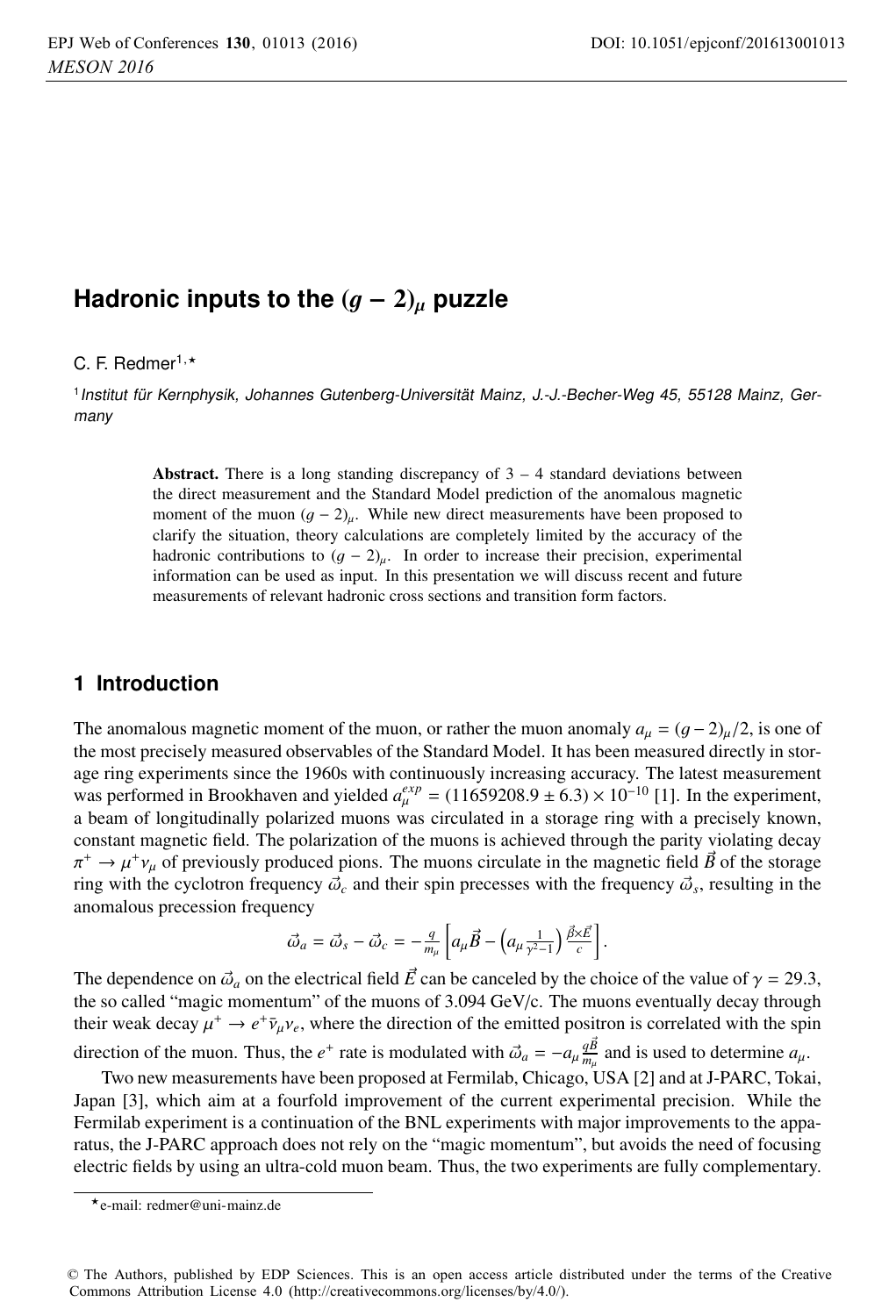# Hadronic inputs to the $(g-2)_\mu$ puzzle

C. F. Redmer[1,⋆]

[1] *Institut für Kernphysik, Johannes Gutenberg-Universität Mainz, J.-J.-Becher-Weg 45, 55128 Mainz, Germany*

**Abstract.** There is a long standing discrepancy of 3 – 4 standard deviations between the direct measurement and the Standard Model prediction of the anomalous magnetic moment of the muon $(g-2)_\mu$. While new direct measurements have been proposed to clarify the situation, theory calculations are completely limited by the accuracy of the hadronic contributions to $(g-2)_\mu$. In order to increase their precision, experimental information can be used as input. In this presentation we will discuss recent and future measurements of relevant hadronic cross sections and transition form factors.

## 1 Introduction

The anomalous magnetic moment of the muon, or rather the muon anomaly $a_\mu = (g-2)_\mu/2$, is one of the most precisely measured observables of the Standard Model. It has been measured directly in storage ring experiments since the 1960s with continuously increasing accuracy. The latest measurement was performed in Brookhaven and yielded $a_\mu^{exp} = (11659208.9 \pm 6.3) \times 10^{-10}$ [1]. In the experiment, a beam of longitudinally polarized muons was circulated in a storage ring with a precisely known, constant magnetic field. The polarization of the muons is achieved through the parity violating decay $\pi^+ \to \mu^+\nu_\mu$ of previously produced pions. The muons circulate in the magnetic field $\vec{B}$ of the storage ring with the cyclotron frequency $\vec{\omega}_c$ and their spin precesses with the frequency $\vec{\omega}_s$, resulting in the anomalous precession frequency

$$\vec{\omega}_a = \vec{\omega}_s - \vec{\omega}_c = -\frac{q}{m_\mu}\left[a_\mu \vec{B} - \left(a_\mu \frac{1}{\gamma^2-1}\right)\frac{\vec{\beta}\times\vec{E}}{c}\right].$$

The dependence on $\vec{\omega}_a$ on the electrical field $\vec{E}$ can be canceled by the choice of the value of $\gamma = 29.3$, the so called "magic momentum" of the muons of 3.094 GeV/c. The muons eventually decay through their weak decay $\mu^+ \to e^+\bar{\nu}_\mu\nu_e$, where the direction of the emitted positron is correlated with the spin direction of the muon. Thus, the $e^+$ rate is modulated with $\vec{\omega}_a = -a_\mu \frac{q\vec{B}}{m_\mu}$ and is used to determine $a_\mu$.

Two new measurements have been proposed at Fermilab, Chicago, USA [2] and at J-PARC, Tokai, Japan [3], which aim at a fourfold improvement of the current experimental precision. While the Fermilab experiment is a continuation of the BNL experiments with major improvements to the apparatus, the J-PARC approach does not rely on the "magic momentum", but avoids the need of focusing electric fields by using an ultra-cold muon beam. Thus, the two experiments are fully complementary.

⋆e-mail: redmer@uni-mainz.de

© The Authors, published by EDP Sciences. This is an open access article distributed under the terms of the Creative Commons Attribution License 4.0 (http://creativecommons.org/licenses/by/4.0/).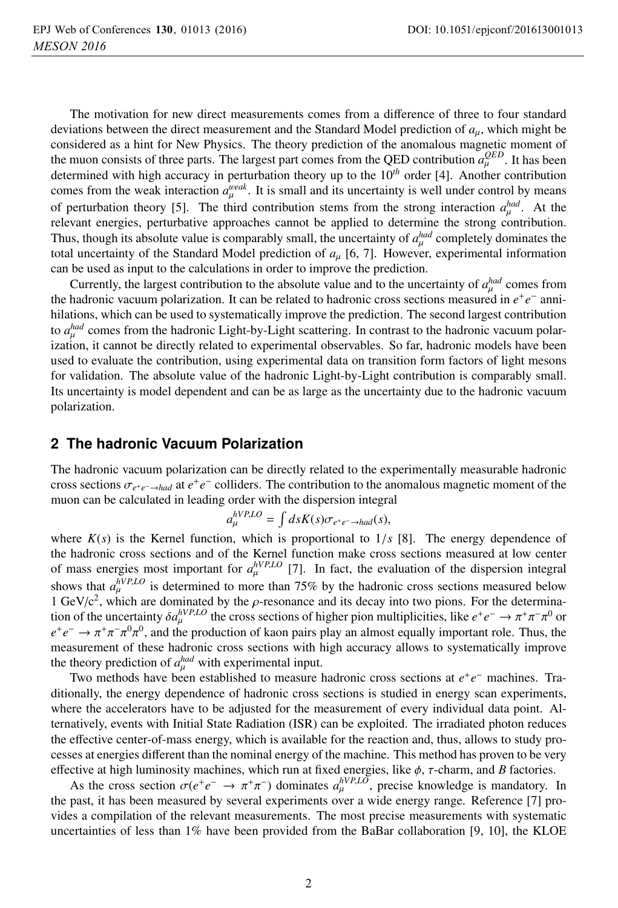The motivation for new direct measurements comes from a difference of three to four standard deviations between the direct measurement and the Standard Model prediction of $a_\mu$, which might be considered as a hint for New Physics. The theory prediction of the anomalous magnetic moment of the muon consists of three parts. The largest part comes from the QED contribution $a_\mu^{QED}$. It has been determined with high accuracy in perturbation theory up to the $10^{th}$ order [4]. Another contribution comes from the weak interaction $a_\mu^{weak}$. It is small and its uncertainty is well under control by means of perturbation theory [5]. The third contribution stems from the strong interaction $a_\mu^{had}$. At the relevant energies, perturbative approaches cannot be applied to determine the strong contribution. Thus, though its absolute value is comparably small, the uncertainty of $a_\mu^{had}$ completely dominates the total uncertainty of the Standard Model prediction of $a_\mu$ [6, 7]. However, experimental information can be used as input to the calculations in order to improve the prediction.

Currently, the largest contribution to the absolute value and to the uncertainty of $a_\mu^{had}$ comes from the hadronic vacuum polarization. It can be related to hadronic cross sections measured in $e^+e^-$ annihilations, which can be used to systematically improve the prediction. The second largest contribution to $a_\mu^{had}$ comes from the hadronic Light-by-Light scattering. In contrast to the hadronic vacuum polarization, it cannot be directly related to experimental observables. So far, hadronic models have been used to evaluate the contribution, using experimental data on transition form factors of light mesons for validation. The absolute value of the hadronic Light-by-Light contribution is comparably small. Its uncertainty is model dependent and can be as large as the uncertainty due to the hadronic vacuum polarization.

## 2 The hadronic Vacuum Polarization

The hadronic vacuum polarization can be directly related to the experimentally measurable hadronic cross sections $\sigma_{e^+e^-\to had}$ at $e^+e^-$ colliders. The contribution to the anomalous magnetic moment of the muon can be calculated in leading order with the dispersion integral

$$a_\mu^{hVP,LO} = \int ds K(s) \sigma_{e^+e^-\to had}(s),$$

where $K(s)$ is the Kernel function, which is proportional to $1/s$ [8]. The energy dependence of the hadronic cross sections and of the Kernel function make cross sections measured at low center of mass energies most important for $a_\mu^{hVP,LO}$ [7]. In fact, the evaluation of the dispersion integral shows that $a_\mu^{hVP,LO}$ is determined to more than 75% by the hadronic cross sections measured below 1 GeV/c$^2$, which are dominated by the $\rho$-resonance and its decay into two pions. For the determination of the uncertainty $\delta a_\mu^{hVP,LO}$ the cross sections of higher pion multiplicities, like $e^+e^- \to \pi^+\pi^-\pi^0$ or $e^+e^- \to \pi^+\pi^-\pi^0\pi^0$, and the production of kaon pairs play an almost equally important role. Thus, the measurement of these hadronic cross sections with high accuracy allows to systematically improve the theory prediction of $a_\mu^{had}$ with experimental input.

Two methods have been established to measure hadronic cross sections at $e^+e^-$ machines. Traditionally, the energy dependence of hadronic cross sections is studied in energy scan experiments, where the accelerators have to be adjusted for the measurement of every individual data point. Alternatively, events with Initial State Radiation (ISR) can be exploited. The irradiated photon reduces the effective center-of-mass energy, which is available for the reaction and, thus, allows to study processes at energies different than the nominal energy of the machine. This method has proven to be very effective at high luminosity machines, which run at fixed energies, like $\phi$, $\tau$-charm, and $B$ factories.

As the cross section $\sigma(e^+e^- \to \pi^+\pi^-)$ dominates $a_\mu^{hVP,LO}$, precise knowledge is mandatory. In the past, it has been measured by several experiments over a wide energy range. Reference [7] provides a compilation of the relevant measurements. The most precise measurements with systematic uncertainties of less than 1% have been provided from the BaBar collaboration [9, 10], the KLOE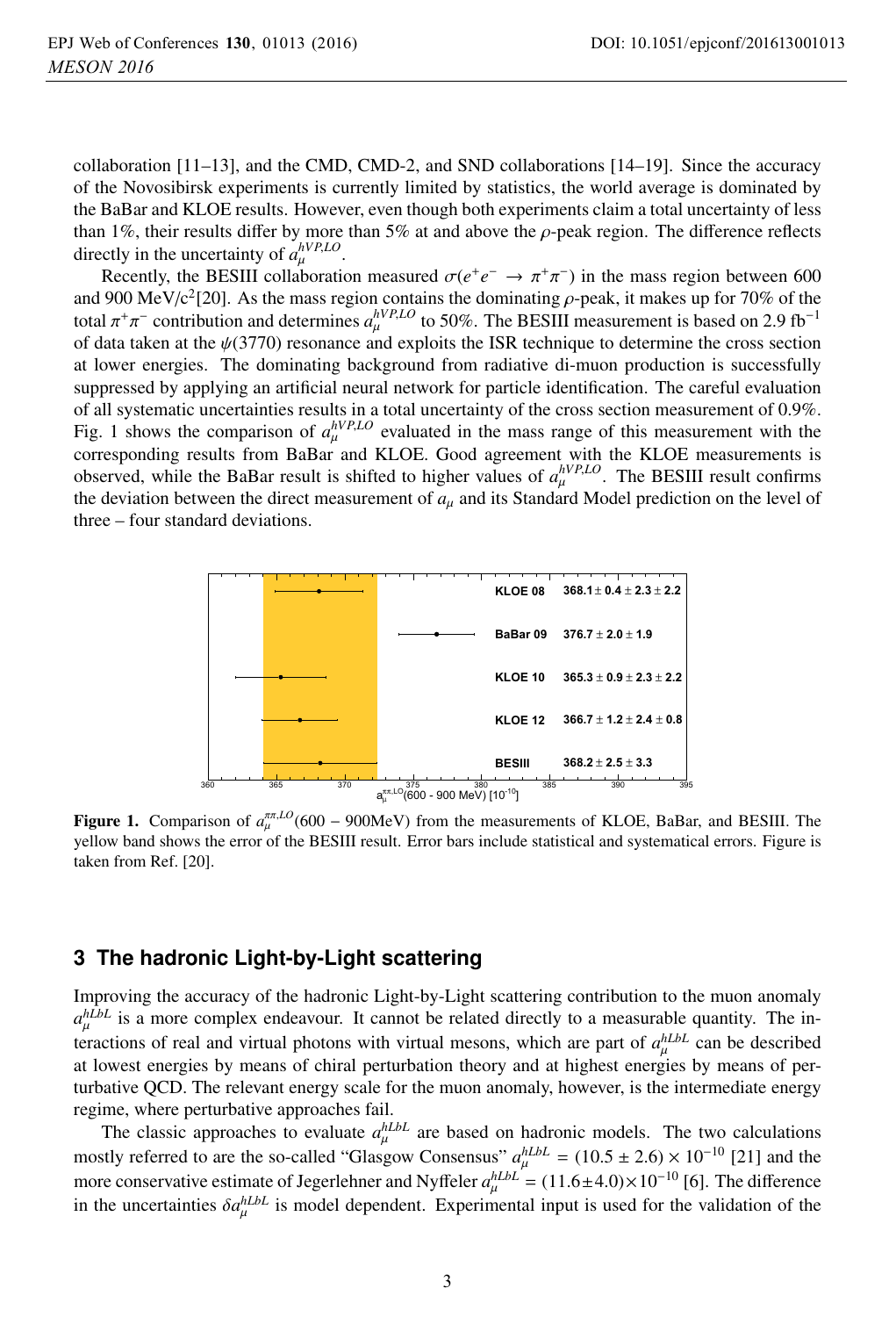collaboration [11–13], and the CMD, CMD-2, and SND collaborations [14–19]. Since the accuracy of the Novosibirsk experiments is currently limited by statistics, the world average is dominated by the BaBar and KLOE results. However, even though both experiments claim a total uncertainty of less than 1%, their results differ by more than 5% at and above the $\rho$-peak region. The difference reflects directly in the uncertainty of $a_\mu^{hVP,LO}$.

Recently, the BESIII collaboration measured $\sigma(e^+e^- \to \pi^+\pi^-)$ in the mass region between 600 and 900 MeV/c$^2$[20]. As the mass region contains the dominating $\rho$-peak, it makes up for 70% of the total $\pi^+\pi^-$ contribution and determines $a_\mu^{hVP,LO}$ to 50%. The BESIII measurement is based on 2.9 fb$^{-1}$ of data taken at the $\psi(3770)$ resonance and exploits the ISR technique to determine the cross section at lower energies. The dominating background from radiative di-muon production is successfully suppressed by applying an artificial neural network for particle identification. The careful evaluation of all systematic uncertainties results in a total uncertainty of the cross section measurement of 0.9%. Fig. 1 shows the comparison of $a_\mu^{hVP,LO}$ evaluated in the mass range of this measurement with the corresponding results from BaBar and KLOE. Good agreement with the KLOE measurements is observed, while the BaBar result is shifted to higher values of $a_\mu^{hVP,LO}$. The BESIII result confirms the deviation between the direct measurement of $a_\mu$ and its Standard Model prediction on the level of three – four standard deviations.

| Experiment | $a_\mu^{\pi\pi,LO}$(600 - 900 MeV) [$10^{-10}$] |
|---|---|
| KLOE 08 | $368.1 \pm 0.4 \pm 2.3 \pm 2.2$ |
| BaBar 09 | $376.7 \pm 2.0 \pm 1.9$ |
| KLOE 10 | $365.3 \pm 0.9 \pm 2.3 \pm 2.2$ |
| KLOE 12 | $366.7 \pm 1.2 \pm 2.4 \pm 0.8$ |
| BESIII | $368.2 \pm 2.5 \pm 3.3$ |

**Figure 1.** Comparison of $a_\mu^{\pi\pi,LO}(600 - 900\text{MeV})$ from the measurements of KLOE, BaBar, and BESIII. The yellow band shows the error of the BESIII result. Error bars include statistical and systematical errors. Figure is taken from Ref. [20].

## 3 The hadronic Light-by-Light scattering

Improving the accuracy of the hadronic Light-by-Light scattering contribution to the muon anomaly $a_\mu^{hLbL}$ is a more complex endeavour. It cannot be related directly to a measurable quantity. The interactions of real and virtual photons with virtual mesons, which are part of $a_\mu^{hLbL}$ can be described at lowest energies by means of chiral perturbation theory and at highest energies by means of perturbative QCD. The relevant energy scale for the muon anomaly, however, is the intermediate energy regime, where perturbative approaches fail.

The classic approaches to evaluate $a_\mu^{hLbL}$ are based on hadronic models. The two calculations mostly referred to are the so-called "Glasgow Consensus" $a_\mu^{hLbL} = (10.5 \pm 2.6) \times 10^{-10}$ [21] and the more conservative estimate of Jegerlehner and Nyffeler $a_\mu^{hLbL} = (11.6 \pm 4.0) \times 10^{-10}$ [6]. The difference in the uncertainties $\delta a_\mu^{hLbL}$ is model dependent. Experimental input is used for the validation of the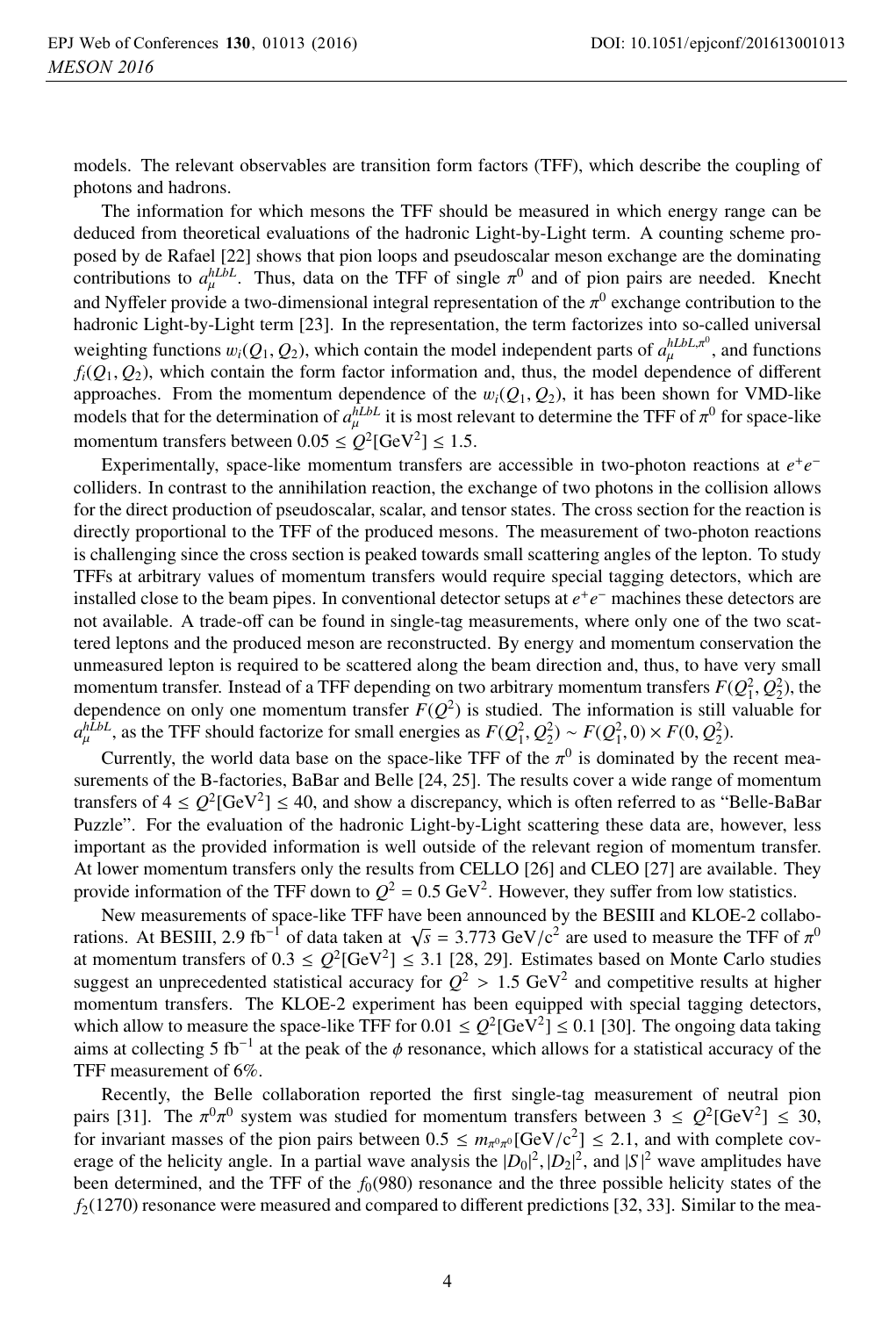models. The relevant observables are transition form factors (TFF), which describe the coupling of photons and hadrons.

The information for which mesons the TFF should be measured in which energy range can be deduced from theoretical evaluations of the hadronic Light-by-Light term. A counting scheme proposed by de Rafael [22] shows that pion loops and pseudoscalar meson exchange are the dominating contributions to $a_\mu^{hLbL}$. Thus, data on the TFF of single $\pi^0$ and of pion pairs are needed. Knecht and Nyffeler provide a two-dimensional integral representation of the $\pi^0$ exchange contribution to the hadronic Light-by-Light term [23]. In the representation, the term factorizes into so-called universal weighting functions $w_i(Q_1, Q_2)$, which contain the model independent parts of $a_\mu^{hLbL,\pi^0}$, and functions $f_i(Q_1, Q_2)$, which contain the form factor information and, thus, the model dependence of different approaches. From the momentum dependence of the $w_i(Q_1, Q_2)$, it has been shown for VMD-like models that for the determination of $a_\mu^{hLbL}$ it is most relevant to determine the TFF of $\pi^0$ for space-like momentum transfers between $0.05 \leq Q^2[\mathrm{GeV}^2] \leq 1.5$.

Experimentally, space-like momentum transfers are accessible in two-photon reactions at $e^+e^-$ colliders. In contrast to the annihilation reaction, the exchange of two photons in the collision allows for the direct production of pseudoscalar, scalar, and tensor states. The cross section for the reaction is directly proportional to the TFF of the produced mesons. The measurement of two-photon reactions is challenging since the cross section is peaked towards small scattering angles of the lepton. To study TFFs at arbitrary values of momentum transfers would require special tagging detectors, which are installed close to the beam pipes. In conventional detector setups at $e^+e^-$ machines these detectors are not available. A trade-off can be found in single-tag measurements, where only one of the two scattered leptons and the produced meson are reconstructed. By energy and momentum conservation the unmeasured lepton is required to be scattered along the beam direction and, thus, to have very small momentum transfer. Instead of a TFF depending on two arbitrary momentum transfers $F(Q_1^2, Q_2^2)$, the dependence on only one momentum transfer $F(Q^2)$ is studied. The information is still valuable for $a_\mu^{hLbL}$, as the TFF should factorize for small energies as $F(Q_1^2, Q_2^2) \sim F(Q_1^2, 0) \times F(0, Q_2^2)$.

Currently, the world data base on the space-like TFF of the $\pi^0$ is dominated by the recent measurements of the B-factories, BaBar and Belle [24, 25]. The results cover a wide range of momentum transfers of $4 \leq Q^2[\mathrm{GeV}^2] \leq 40$, and show a discrepancy, which is often referred to as "Belle-BaBar Puzzle". For the evaluation of the hadronic Light-by-Light scattering these data are, however, less important as the provided information is well outside of the relevant region of momentum transfer. At lower momentum transfers only the results from CELLO [26] and CLEO [27] are available. They provide information of the TFF down to $Q^2 = 0.5$ GeV$^2$. However, they suffer from low statistics.

New measurements of space-like TFF have been announced by the BESIII and KLOE-2 collaborations. At BESIII, 2.9 fb$^{-1}$ of data taken at $\sqrt{s} = 3.773$ GeV/c$^2$ are used to measure the TFF of $\pi^0$ at momentum transfers of $0.3 \leq Q^2[\mathrm{GeV}^2] \leq 3.1$ [28, 29]. Estimates based on Monte Carlo studies suggest an unprecedented statistical accuracy for $Q^2 > 1.5$ GeV$^2$ and competitive results at higher momentum transfers. The KLOE-2 experiment has been equipped with special tagging detectors, which allow to measure the space-like TFF for $0.01 \leq Q^2[\mathrm{GeV}^2] \leq 0.1$ [30]. The ongoing data taking aims at collecting 5 fb$^{-1}$ at the peak of the $\phi$ resonance, which allows for a statistical accuracy of the TFF measurement of 6%.

Recently, the Belle collaboration reported the first single-tag measurement of neutral pion pairs [31]. The $\pi^0\pi^0$ system was studied for momentum transfers between $3 \leq Q^2[\mathrm{GeV}^2] \leq 30$, for invariant masses of the pion pairs between $0.5 \leq m_{\pi^0\pi^0}[\mathrm{GeV/c}^2] \leq 2.1$, and with complete coverage of the helicity angle. In a partial wave analysis the $|D_0|^2, |D_2|^2$, and $|S|^2$ wave amplitudes have been determined, and the TFF of the $f_0(980)$ resonance and the three possible helicity states of the $f_2(1270)$ resonance were measured and compared to different predictions [32, 33]. Similar to the mea-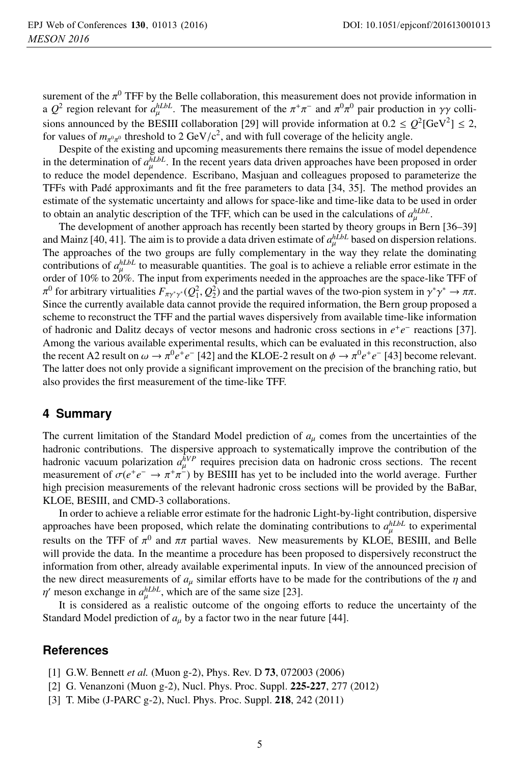surement of the $\pi^0$ TFF by the Belle collaboration, this measurement does not provide information in a $Q^2$ region relevant for $a_\mu^{hLbL}$. The measurement of the $\pi^+\pi^-$ and $\pi^0\pi^0$ pair production in $\gamma\gamma$ collisions announced by the BESIII collaboration [29] will provide information at $0.2 \leq Q^2[\text{GeV}^2] \leq 2$, for values of $m_{\pi^0\pi^0}$ threshold to 2 GeV/c$^2$, and with full coverage of the helicity angle.

Despite of the existing and upcoming measurements there remains the issue of model dependence in the determination of $a_\mu^{hLbL}$. In the recent years data driven approaches have been proposed in order to reduce the model dependence. Escribano, Masjuan and colleagues proposed to parameterize the TFFs with Padé approximants and fit the free parameters to data [34, 35]. The method provides an estimate of the systematic uncertainty and allows for space-like and time-like data to be used in order to obtain an analytic description of the TFF, which can be used in the calculations of $a_\mu^{hLbL}$.

The development of another approach has recently been started by theory groups in Bern [36–39] and Mainz [40, 41]. The aim is to provide a data driven estimate of $a_\mu^{hLbL}$ based on dispersion relations. The approaches of the two groups are fully complementary in the way they relate the dominating contributions of $a_\mu^{hLbL}$ to measurable quantities. The goal is to achieve a reliable error estimate in the order of 10% to 20%. The input from experiments needed in the approaches are the space-like TFF of $\pi^0$ for arbitrary virtualities $F_{\pi\gamma^*\gamma^*}(Q_1^2, Q_2^2)$ and the partial waves of the two-pion system in $\gamma^*\gamma^* \to \pi\pi$. Since the currently available data cannot provide the required information, the Bern group proposed a scheme to reconstruct the TFF and the partial waves dispersively from available time-like information of hadronic and Dalitz decays of vector mesons and hadronic cross sections in $e^+e^-$ reactions [37]. Among the various available experimental results, which can be evaluated in this reconstruction, also the recent A2 result on $\omega \to \pi^0 e^+e^-$ [42] and the KLOE-2 result on $\phi \to \pi^0 e^+e^-$ [43] become relevant. The latter does not only provide a significant improvement on the precision of the branching ratio, but also provides the first measurement of the time-like TFF.

## 4 Summary

The current limitation of the Standard Model prediction of $a_\mu$ comes from the uncertainties of the hadronic contributions. The dispersive approach to systematically improve the contribution of the hadronic vacuum polarization $a_\mu^{hVP}$ requires precision data on hadronic cross sections. The recent measurement of $\sigma(e^+e^- \to \pi^+\pi^-)$ by BESIII has yet to be included into the world average. Further high precision measurements of the relevant hadronic cross sections will be provided by the BaBar, KLOE, BESIII, and CMD-3 collaborations.

In order to achieve a reliable error estimate for the hadronic Light-by-light contribution, dispersive approaches have been proposed, which relate the dominating contributions to $a_\mu^{hLbL}$ to experimental results on the TFF of $\pi^0$ and $\pi\pi$ partial waves. New measurements by KLOE, BESIII, and Belle will provide the data. In the meantime a procedure has been proposed to dispersively reconstruct the information from other, already available experimental inputs. In view of the announced precision of the new direct measurements of $a_\mu$ similar efforts have to be made for the contributions of the $\eta$ and $\eta'$ meson exchange in $a_\mu^{hLbL}$, which are of the same size [23].

It is considered as a realistic outcome of the ongoing efforts to reduce the uncertainty of the Standard Model prediction of $a_\mu$ by a factor two in the near future [44].

## References

[1] G.W. Bennett *et al.* (Muon g-2), Phys. Rev. D **73**, 072003 (2006)

[2] G. Venanzoni (Muon g-2), Nucl. Phys. Proc. Suppl. **225-227**, 277 (2012)

[3] T. Mibe (J-PARC g-2), Nucl. Phys. Proc. Suppl. **218**, 242 (2011)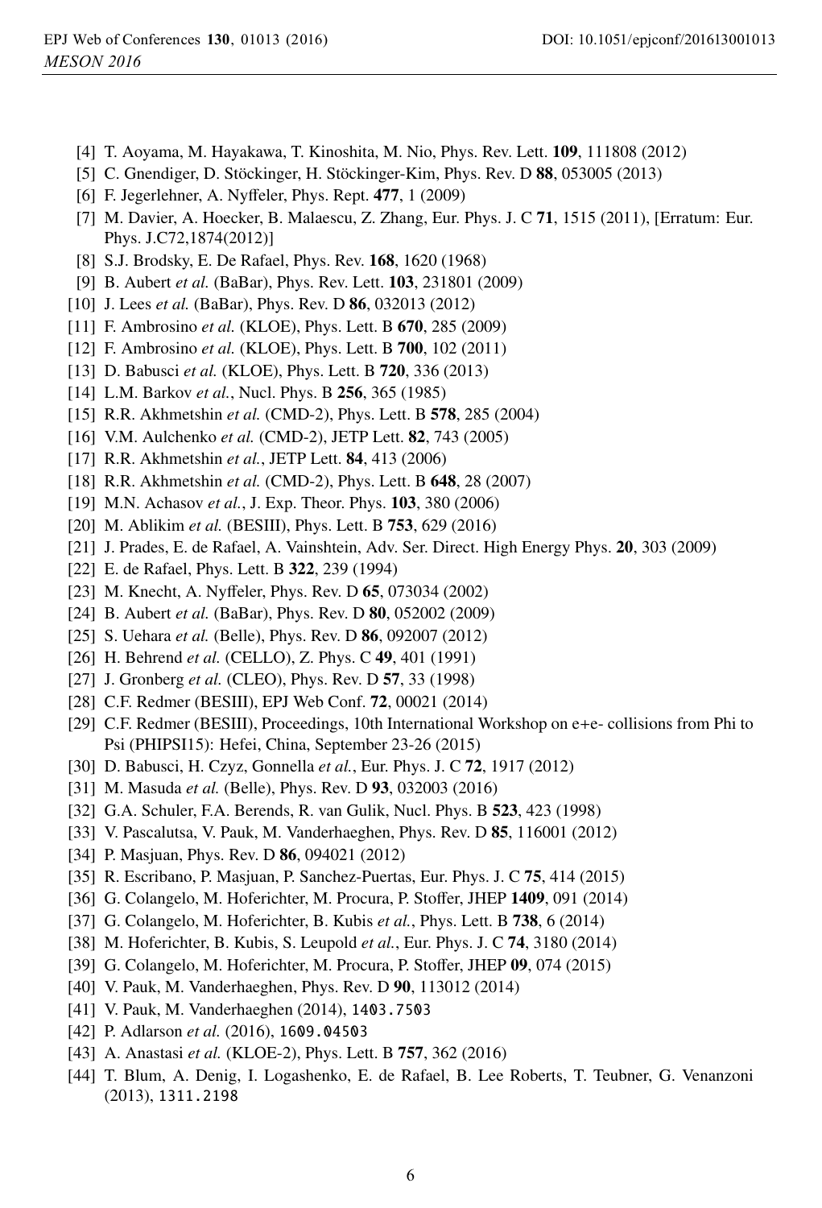[4] T. Aoyama, M. Hayakawa, T. Kinoshita, M. Nio, Phys. Rev. Lett. **109**, 111808 (2012)

[5] C. Gnendiger, D. Stöckinger, H. Stöckinger-Kim, Phys. Rev. D **88**, 053005 (2013)

[6] F. Jegerlehner, A. Nyffeler, Phys. Rept. **477**, 1 (2009)

[7] M. Davier, A. Hoecker, B. Malaescu, Z. Zhang, Eur. Phys. J. C **71**, 1515 (2011), [Erratum: Eur. Phys. J.C72,1874(2012)]

[8] S.J. Brodsky, E. De Rafael, Phys. Rev. **168**, 1620 (1968)

[9] B. Aubert *et al.* (BaBar), Phys. Rev. Lett. **103**, 231801 (2009)

[10] J. Lees *et al.* (BaBar), Phys. Rev. D **86**, 032013 (2012)

[11] F. Ambrosino *et al.* (KLOE), Phys. Lett. B **670**, 285 (2009)

[12] F. Ambrosino *et al.* (KLOE), Phys. Lett. B **700**, 102 (2011)

[13] D. Babusci *et al.* (KLOE), Phys. Lett. B **720**, 336 (2013)

[14] L.M. Barkov *et al.*, Nucl. Phys. B **256**, 365 (1985)

[15] R.R. Akhmetshin *et al.* (CMD-2), Phys. Lett. B **578**, 285 (2004)

[16] V.M. Aulchenko *et al.* (CMD-2), JETP Lett. **82**, 743 (2005)

[17] R.R. Akhmetshin *et al.*, JETP Lett. **84**, 413 (2006)

[18] R.R. Akhmetshin *et al.* (CMD-2), Phys. Lett. B **648**, 28 (2007)

[19] M.N. Achasov *et al.*, J. Exp. Theor. Phys. **103**, 380 (2006)

[20] M. Ablikim *et al.* (BESIII), Phys. Lett. B **753**, 629 (2016)

[21] J. Prades, E. de Rafael, A. Vainshtein, Adv. Ser. Direct. High Energy Phys. **20**, 303 (2009)

[22] E. de Rafael, Phys. Lett. B **322**, 239 (1994)

[23] M. Knecht, A. Nyffeler, Phys. Rev. D **65**, 073034 (2002)

[24] B. Aubert *et al.* (BaBar), Phys. Rev. D **80**, 052002 (2009)

[25] S. Uehara *et al.* (Belle), Phys. Rev. D **86**, 092007 (2012)

[26] H. Behrend *et al.* (CELLO), Z. Phys. C **49**, 401 (1991)

[27] J. Gronberg *et al.* (CLEO), Phys. Rev. D **57**, 33 (1998)

[28] C.F. Redmer (BESIII), EPJ Web Conf. **72**, 00021 (2014)

[29] C.F. Redmer (BESIII), Proceedings, 10th International Workshop on e+e- collisions from Phi to Psi (PHIPSI15): Hefei, China, September 23-26 (2015)

[30] D. Babusci, H. Czyz, Gonnella *et al.*, Eur. Phys. J. C **72**, 1917 (2012)

[31] M. Masuda *et al.* (Belle), Phys. Rev. D **93**, 032003 (2016)

[32] G.A. Schuler, F.A. Berends, R. van Gulik, Nucl. Phys. B **523**, 423 (1998)

[33] V. Pascalutsa, V. Pauk, M. Vanderhaeghen, Phys. Rev. D **85**, 116001 (2012)

[34] P. Masjuan, Phys. Rev. D **86**, 094021 (2012)

[35] R. Escribano, P. Masjuan, P. Sanchez-Puertas, Eur. Phys. J. C **75**, 414 (2015)

[36] G. Colangelo, M. Hoferichter, M. Procura, P. Stoffer, JHEP **1409**, 091 (2014)

[37] G. Colangelo, M. Hoferichter, B. Kubis *et al.*, Phys. Lett. B **738**, 6 (2014)

[38] M. Hoferichter, B. Kubis, S. Leupold *et al.*, Eur. Phys. J. C **74**, 3180 (2014)

[39] G. Colangelo, M. Hoferichter, M. Procura, P. Stoffer, JHEP **09**, 074 (2015)

[40] V. Pauk, M. Vanderhaeghen, Phys. Rev. D **90**, 113012 (2014)

[41] V. Pauk, M. Vanderhaeghen (2014), 1403.7503

[42] P. Adlarson *et al.* (2016), 1609.04503

[43] A. Anastasi *et al.* (KLOE-2), Phys. Lett. B **757**, 362 (2016)

[44] T. Blum, A. Denig, I. Logashenko, E. de Rafael, B. Lee Roberts, T. Teubner, G. Venanzoni (2013), 1311.2198